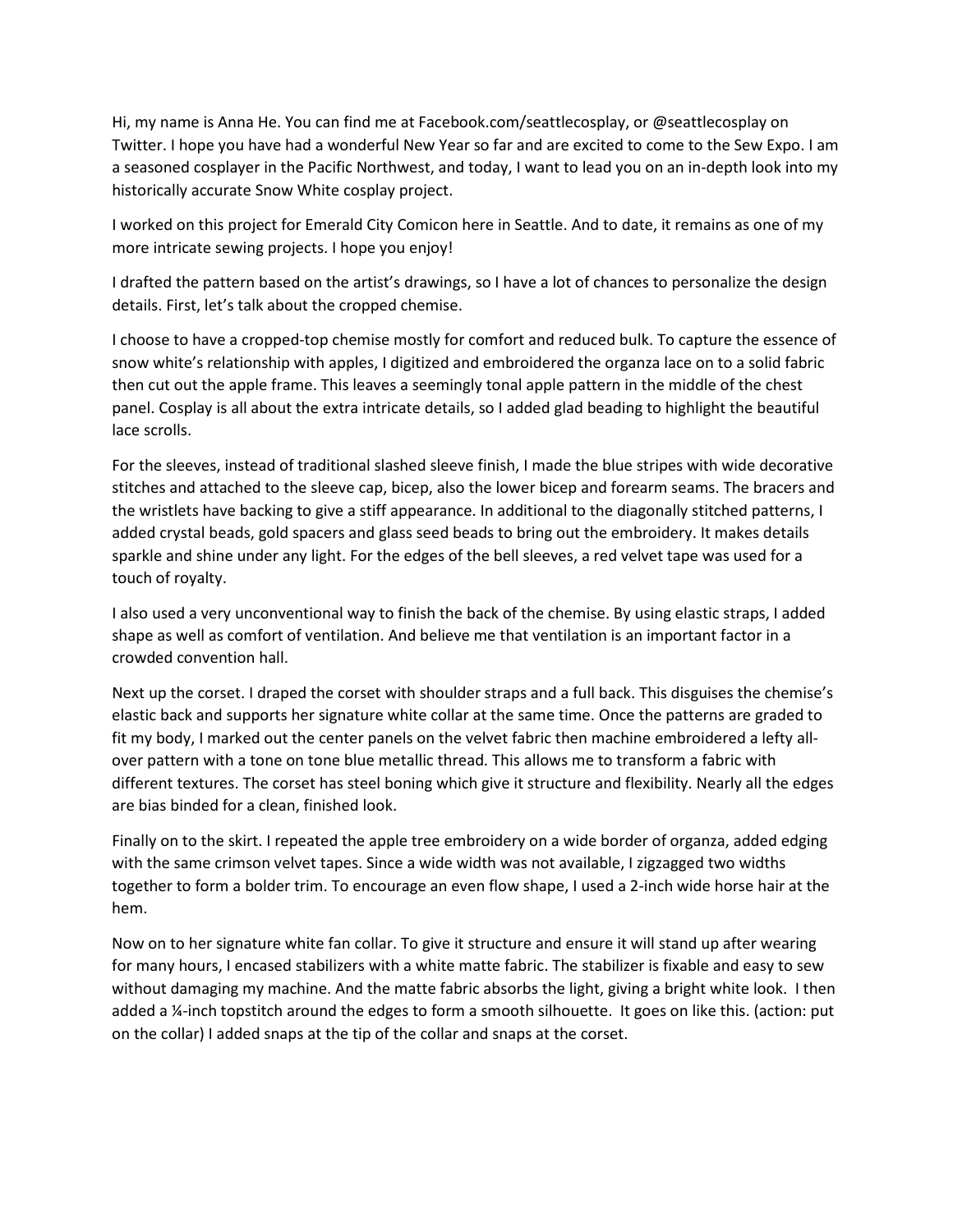Hi, my name is Anna He. You can find me at Facebook.com/seattlecosplay, or @seattlecosplay on Twitter. I hope you have had a wonderful New Year so far and are excited to come to the Sew Expo. I am a seasoned cosplayer in the Pacific Northwest, and today, I want to lead you on an in-depth look into my historically accurate Snow White cosplay project.

I worked on this project for Emerald City Comicon here in Seattle. And to date, it remains as one of my more intricate sewing projects. I hope you enjoy!

I drafted the pattern based on the artist's drawings, so I have a lot of chances to personalize the design details. First, let's talk about the cropped chemise.

I choose to have a cropped-top chemise mostly for comfort and reduced bulk. To capture the essence of snow white's relationship with apples, I digitized and embroidered the organza lace on to a solid fabric then cut out the apple frame. This leaves a seemingly tonal apple pattern in the middle of the chest panel. Cosplay is all about the extra intricate details, so I added glad beading to highlight the beautiful lace scrolls.

For the sleeves, instead of traditional slashed sleeve finish, I made the blue stripes with wide decorative stitches and attached to the sleeve cap, bicep, also the lower bicep and forearm seams. The bracers and the wristlets have backing to give a stiff appearance. In additional to the diagonally stitched patterns, I added crystal beads, gold spacers and glass seed beads to bring out the embroidery. It makes details sparkle and shine under any light. For the edges of the bell sleeves, a red velvet tape was used for a touch of royalty.

I also used a very unconventional way to finish the back of the chemise. By using elastic straps, I added shape as well as comfort of ventilation. And believe me that ventilation is an important factor in a crowded convention hall.

Next up the corset. I draped the corset with shoulder straps and a full back. This disguises the chemise's elastic back and supports her signature white collar at the same time. Once the patterns are graded to fit my body, I marked out the center panels on the velvet fabric then machine embroidered a lefty all-over pattern with a tone on tone blue metallic thread. This allows me to transform a fabric with different textures. The corset has steel boning which give it structure and flexibility. Nearly all the edges are bias binded for a clean, finished look.

Finally on to the skirt. I repeated the apple tree embroidery on a wide border of organza, added edging with the same crimson velvet tapes. Since a wide width was not available, I zigzagged two widths together to form a bolder trim. To encourage an even flow shape, I used a 2-inch wide horse hair at the hem.

Now on to her signature white fan collar. To give it structure and ensure it will stand up after wearing for many hours, I encased stabilizers with a white matte fabric. The stabilizer is fixable and easy to sew without damaging my machine. And the matte fabric absorbs the light, giving a bright white look. I then added a ¼-inch topstitch around the edges to form a smooth silhouette. It goes on like this. (action: put on the collar) I added snaps at the tip of the collar and snaps at the corset.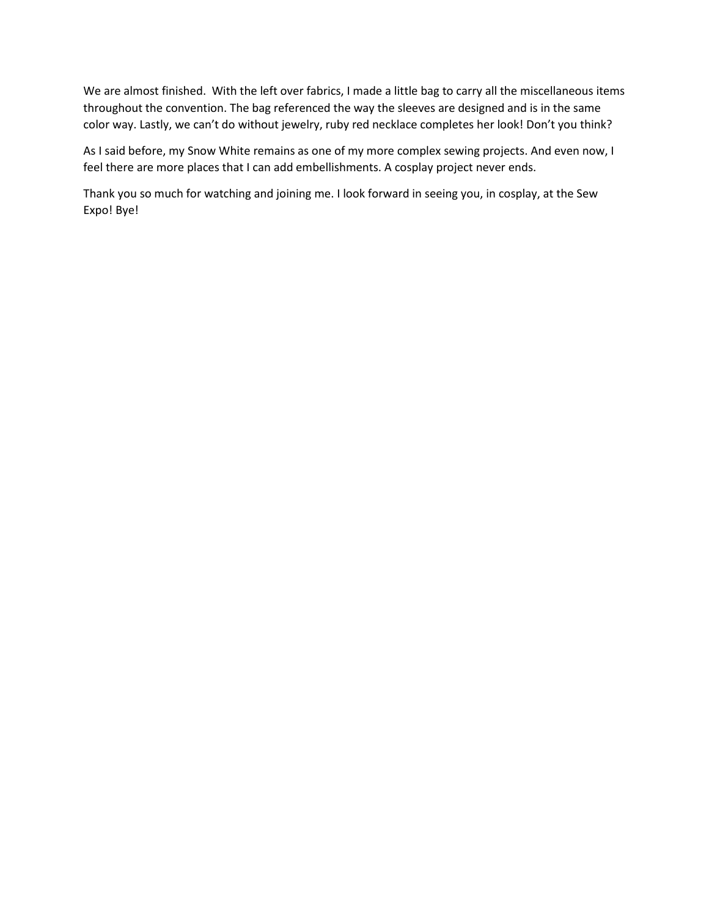We are almost finished. With the left over fabrics, I made a little bag to carry all the miscellaneous items throughout the convention. The bag referenced the way the sleeves are designed and is in the same color way. Lastly, we can't do without jewelry, ruby red necklace completes her look! Don't you think?

As I said before, my Snow White remains as one of my more complex sewing projects. And even now, I feel there are more places that I can add embellishments. A cosplay project never ends.

Thank you so much for watching and joining me. I look forward in seeing you, in cosplay, at the Sew Expo! Bye!